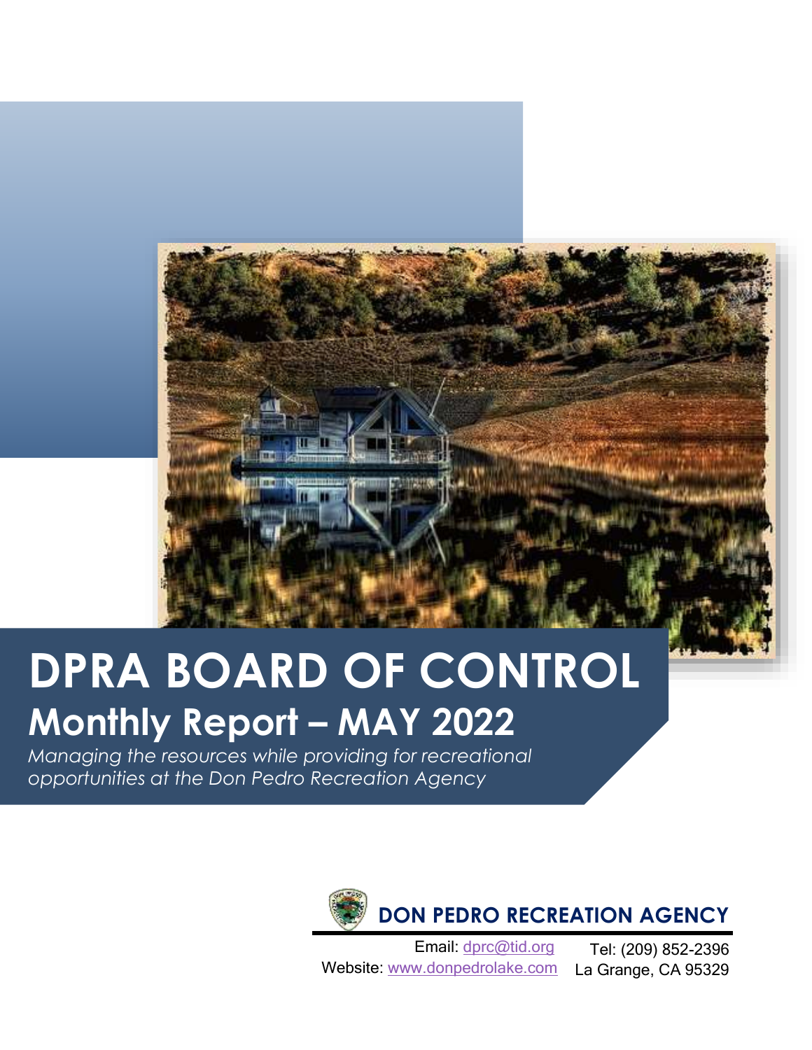# DPRA BOARD OF CONTROL

## Monthly Report – MAY 2022

*Managing the resources while providing for recreational opportunities at the Don Pedro Recreation Agency*

**DON PEDRO RECREATION AGENCY**

Email: dprc@tid.org
Website: www.donpedrolake.com

Tel: (209) 852-2396
La Grange, CA 95329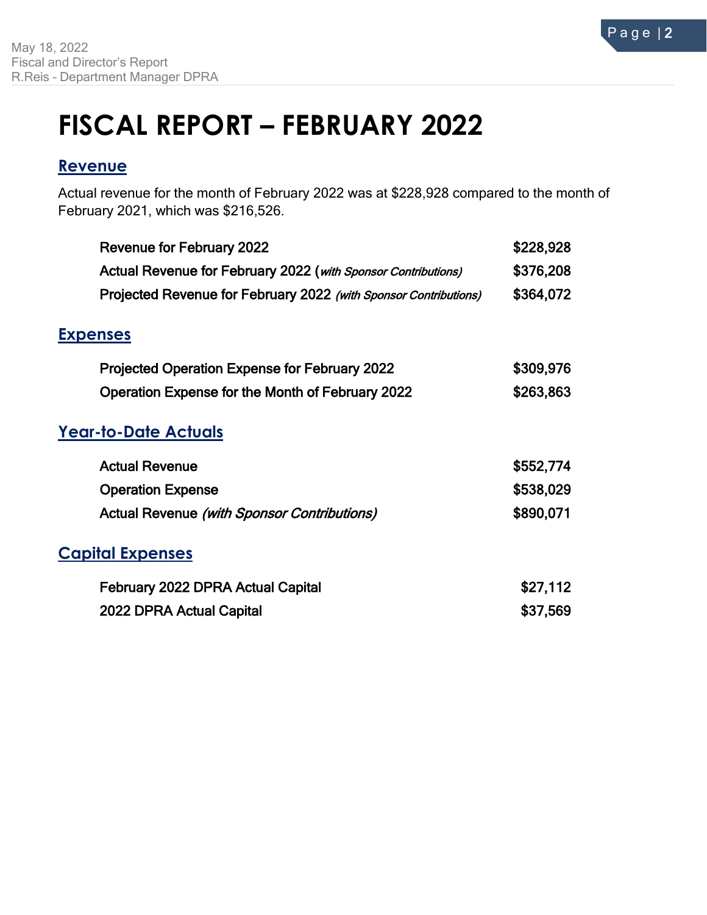# FISCAL REPORT – FEBRUARY 2022

## Revenue

Actual revenue for the month of February 2022 was at $228,928 compared to the month of February 2021, which was $216,526.

| | |
|---|---|
| Revenue for February 2022 | $228,928 |
| Actual Revenue for February 2022 (*with Sponsor Contributions*) | $376,208 |
| Projected Revenue for February 2022 *(with Sponsor Contributions)* | $364,072 |

## Expenses

| | |
|---|---|
| Projected Operation Expense for February 2022 | $309,976 |
| Operation Expense for the Month of February 2022 | $263,863 |

## Year-to-Date Actuals

| | |
|---|---|
| Actual Revenue | $552,774 |
| Operation Expense | $538,029 |
| Actual Revenue *(with Sponsor Contributions)* | $890,071 |

## Capital Expenses

| | |
|---|---|
| February 2022 DPRA Actual Capital | $27,112 |
| 2022 DPRA Actual Capital | $37,569 |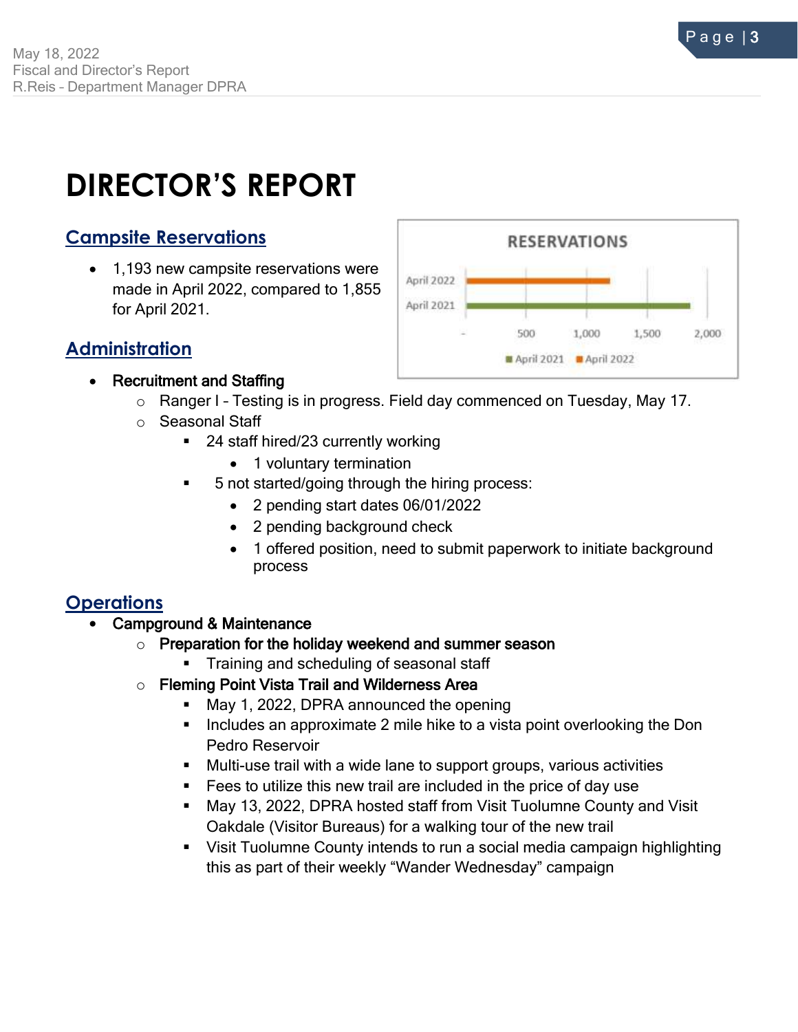# DIRECTOR'S REPORT

## Campsite Reservations

- 1,193 new campsite reservations were made in April 2022, compared to 1,855 for April 2021.

RESERVATIONS

April 2022

April 2021

-
500
1,000
1,500
2,000

April 2021 April 2022

## Administration

- **Recruitment and Staffing**
  - Ranger I – Testing is in progress. Field day commenced on Tuesday, May 17.
  - Seasonal Staff
    - 24 staff hired/23 currently working
      - 1 voluntary termination
    - 5 not started/going through the hiring process:
      - 2 pending start dates 06/01/2022
      - 2 pending background check
      - 1 offered position, need to submit paperwork to initiate background process

## Operations

- **Campground & Maintenance**
  - **Preparation for the holiday weekend and summer season**
    - Training and scheduling of seasonal staff
  - **Fleming Point Vista Trail and Wilderness Area**
    - May 1, 2022, DPRA announced the opening
    - Includes an approximate 2 mile hike to a vista point overlooking the Don Pedro Reservoir
    - Multi-use trail with a wide lane to support groups, various activities
    - Fees to utilize this new trail are included in the price of day use
    - May 13, 2022, DPRA hosted staff from Visit Tuolumne County and Visit Oakdale (Visitor Bureaus) for a walking tour of the new trail
    - Visit Tuolumne County intends to run a social media campaign highlighting this as part of their weekly "Wander Wednesday" campaign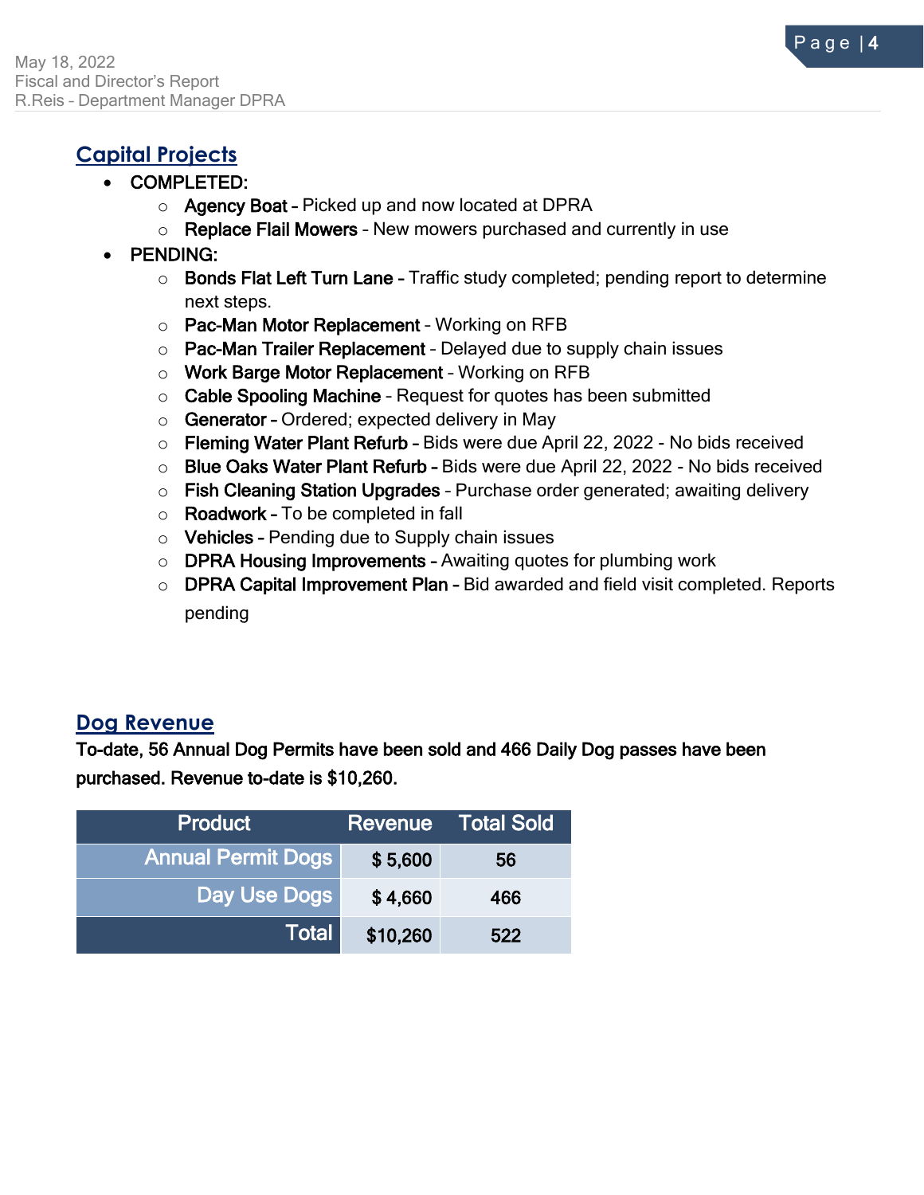## Capital Projects

- COMPLETED:
  - **Agency Boat** – Picked up and now located at DPRA
  - **Replace Flail Mowers** – New mowers purchased and currently in use
- PENDING:
  - **Bonds Flat Left Turn Lane –** Traffic study completed; pending report to determine next steps.
  - **Pac-Man Motor Replacement** – Working on RFB
  - **Pac-Man Trailer Replacement** – Delayed due to supply chain issues
  - **Work Barge Motor Replacement** – Working on RFB
  - **Cable Spooling Machine** – Request for quotes has been submitted
  - **Generator –** Ordered; expected delivery in May
  - **Fleming Water Plant Refurb –** Bids were due April 22, 2022 - No bids received
  - **Blue Oaks Water Plant Refurb –** Bids were due April 22, 2022 - No bids received
  - **Fish Cleaning Station Upgrades** – Purchase order generated; awaiting delivery
  - **Roadwork –** To be completed in fall
  - **Vehicles –** Pending due to Supply chain issues
  - **DPRA Housing Improvements –** Awaiting quotes for plumbing work
  - **DPRA Capital Improvement Plan –** Bid awarded and field visit completed. Reports pending

## Dog Revenue

**To-date, 56 Annual Dog Permits have been sold and 466 Daily Dog passes have been purchased. Revenue to-date is $10,260.**

| Product | Revenue | Total Sold |
|---|---|---|
| Annual Permit Dogs | $ 5,600 | 56 |
| Day Use Dogs | $ 4,660 | 466 |
| Total | $10,260 | 522 |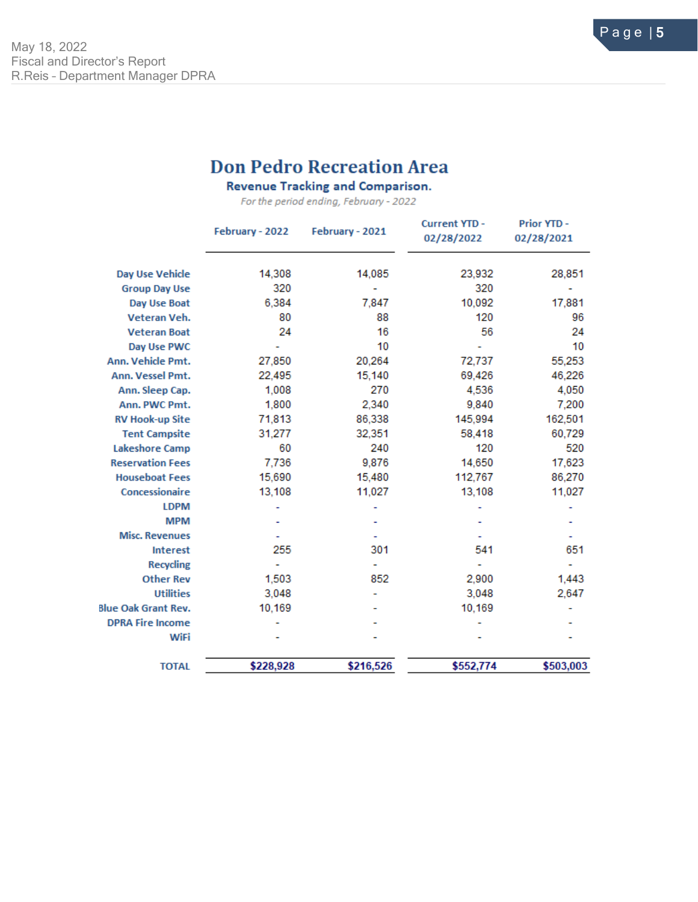# Don Pedro Recreation Area

## Revenue Tracking and Comparison.

*For the period ending, February - 2022*

| | February - 2022 | February - 2021 | Current YTD - 02/28/2022 | Prior YTD - 02/28/2021 |
|---|---|---|---|---|
| Day Use Vehicle | 14,308 | 14,085 | 23,932 | 28,851 |
| Group Day Use | 320 | - | 320 | - |
| Day Use Boat | 6,384 | 7,847 | 10,092 | 17,881 |
| Veteran Veh. | 80 | 88 | 120 | 96 |
| Veteran Boat | 24 | 16 | 56 | 24 |
| Day Use PWC | - | 10 | - | 10 |
| Ann. Vehicle Pmt. | 27,850 | 20,264 | 72,737 | 55,253 |
| Ann. Vessel Pmt. | 22,495 | 15,140 | 69,426 | 46,226 |
| Ann. Sleep Cap. | 1,008 | 270 | 4,536 | 4,050 |
| Ann. PWC Pmt. | 1,800 | 2,340 | 9,840 | 7,200 |
| RV Hook-up Site | 71,813 | 86,338 | 145,994 | 162,501 |
| Tent Campsite | 31,277 | 32,351 | 58,418 | 60,729 |
| Lakeshore Camp | 60 | 240 | 120 | 520 |
| Reservation Fees | 7,736 | 9,876 | 14,650 | 17,623 |
| Houseboat Fees | 15,690 | 15,480 | 112,767 | 86,270 |
| Concessionaire | 13,108 | 11,027 | 13,108 | 11,027 |
| LDPM | - | - | - | - |
| MPM | - | - | - | - |
| Misc. Revenues | - | - | - | - |
| Interest | 255 | 301 | 541 | 651 |
| Recycling | - | - | - | - |
| Other Rev | 1,503 | 852 | 2,900 | 1,443 |
| Utilities | 3,048 | - | 3,048 | 2,647 |
| Blue Oak Grant Rev. | 10,169 | - | 10,169 | - |
| DPRA Fire Income | - | - | - | - |
| WiFi | - | - | - | - |
| TOTAL | $228,928 | $216,526 | $552,774 | $503,003 |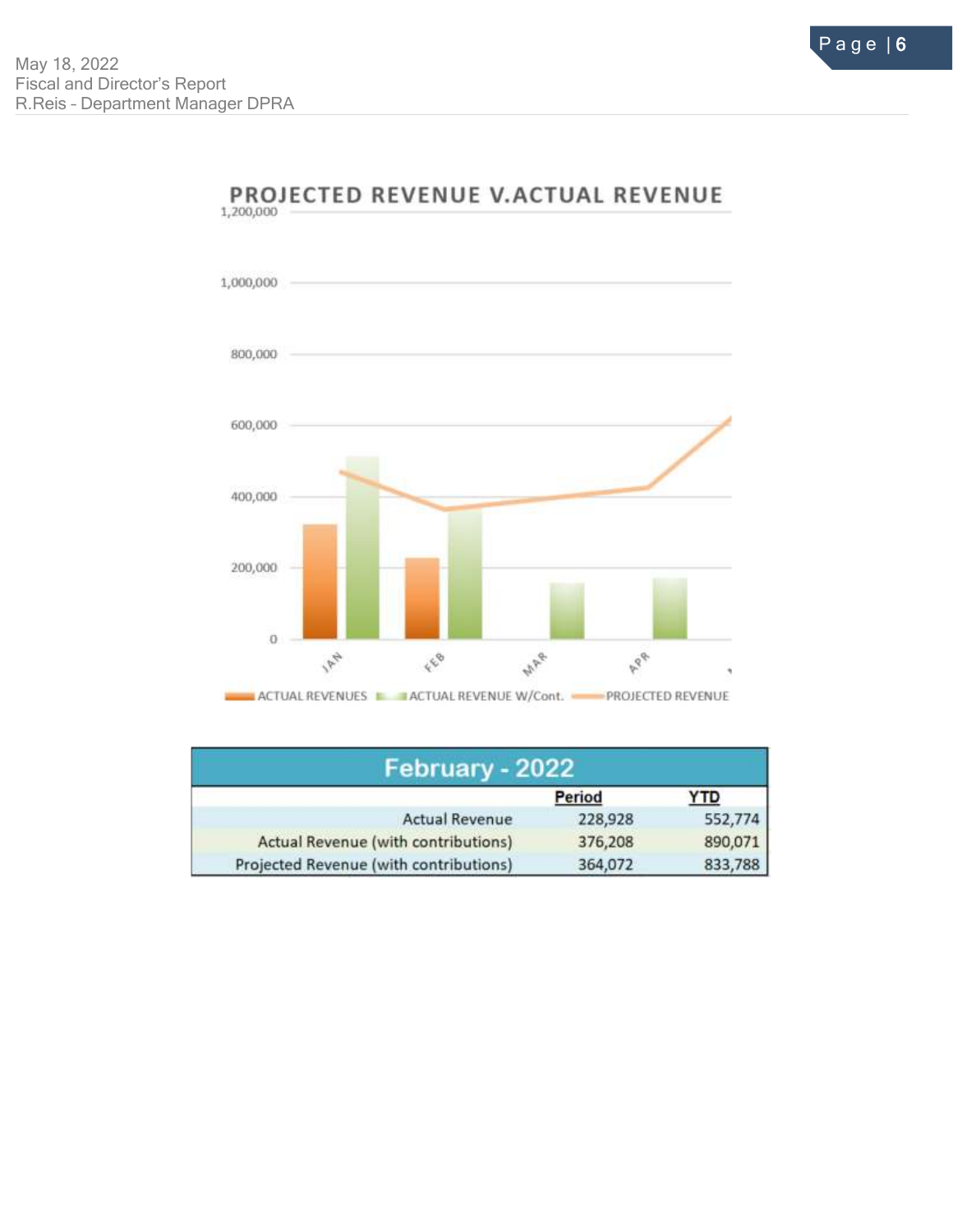PROJECTED REVENUE V.ACTUAL REVENUE

1,200,000
1,000,000
800,000
600,000
400,000
200,000
0

JAN
FEB
MAR
APR

ACTUAL REVENUES
ACTUAL REVENUE W/Cont.
PROJECTED REVENUE

| February - 2022 | | |
|---|---|---|
| | **Period** | **YTD** |
| Actual Revenue | 228,928 | 552,774 |
| Actual Revenue (with contributions) | 376,208 | 890,071 |
| Projected Revenue (with contributions) | 364,072 | 833,788 |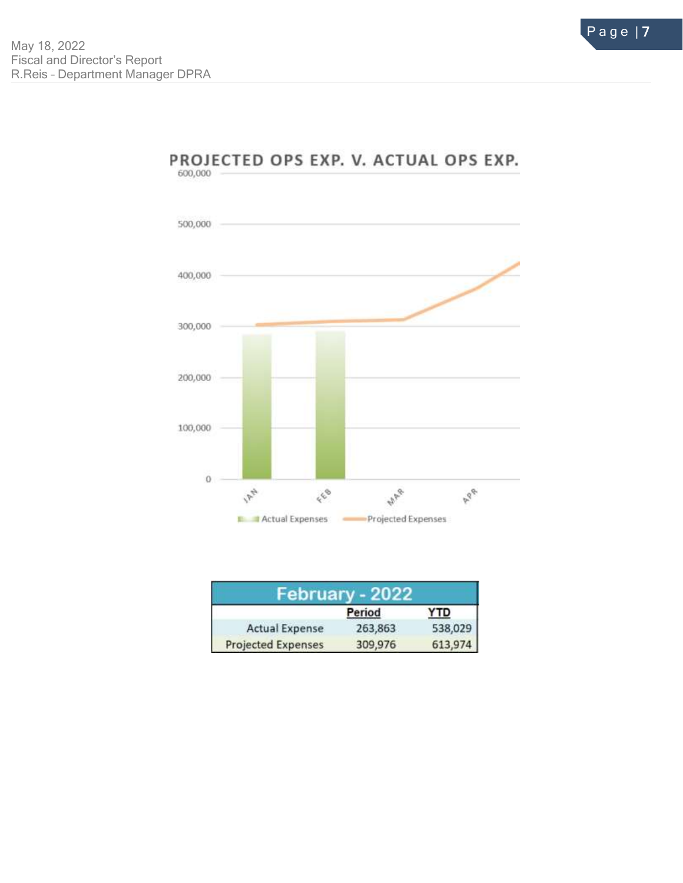PROJECTED OPS EXP. V. ACTUAL OPS EXP.

600,000

500,000

400,000

300,000

200,000

100,000

0

JAN

FEB

MAR

APR

Actual Expenses

Projected Expenses

| February - 2022 | | |
|---|---|---|
| | **Period** | **YTD** |
| Actual Expense | 263,863 | 538,029 |
| Projected Expenses | 309,976 | 613,974 |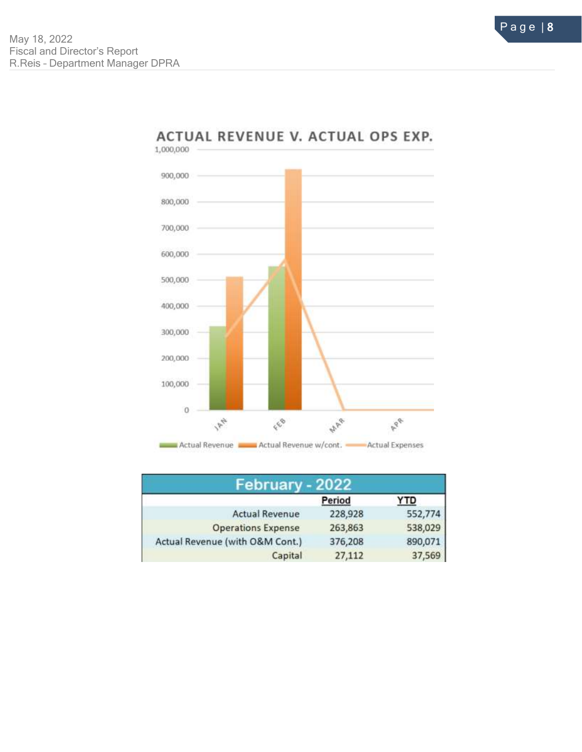ACTUAL REVENUE V. ACTUAL OPS EXP.

1,000,000
900,000
800,000
700,000
600,000
500,000
400,000
300,000
200,000
100,000
0

JAN
FEB
MAR
APR

Actual Revenue
Actual Revenue w/cont.
Actual Expenses

| February - 2022 | | |
|---|---|---|
| | **Period** | **YTD** |
| Actual Revenue | 228,928 | 552,774 |
| Operations Expense | 263,863 | 538,029 |
| Actual Revenue (with O&M Cont.) | 376,208 | 890,071 |
| Capital | 27,112 | 37,569 |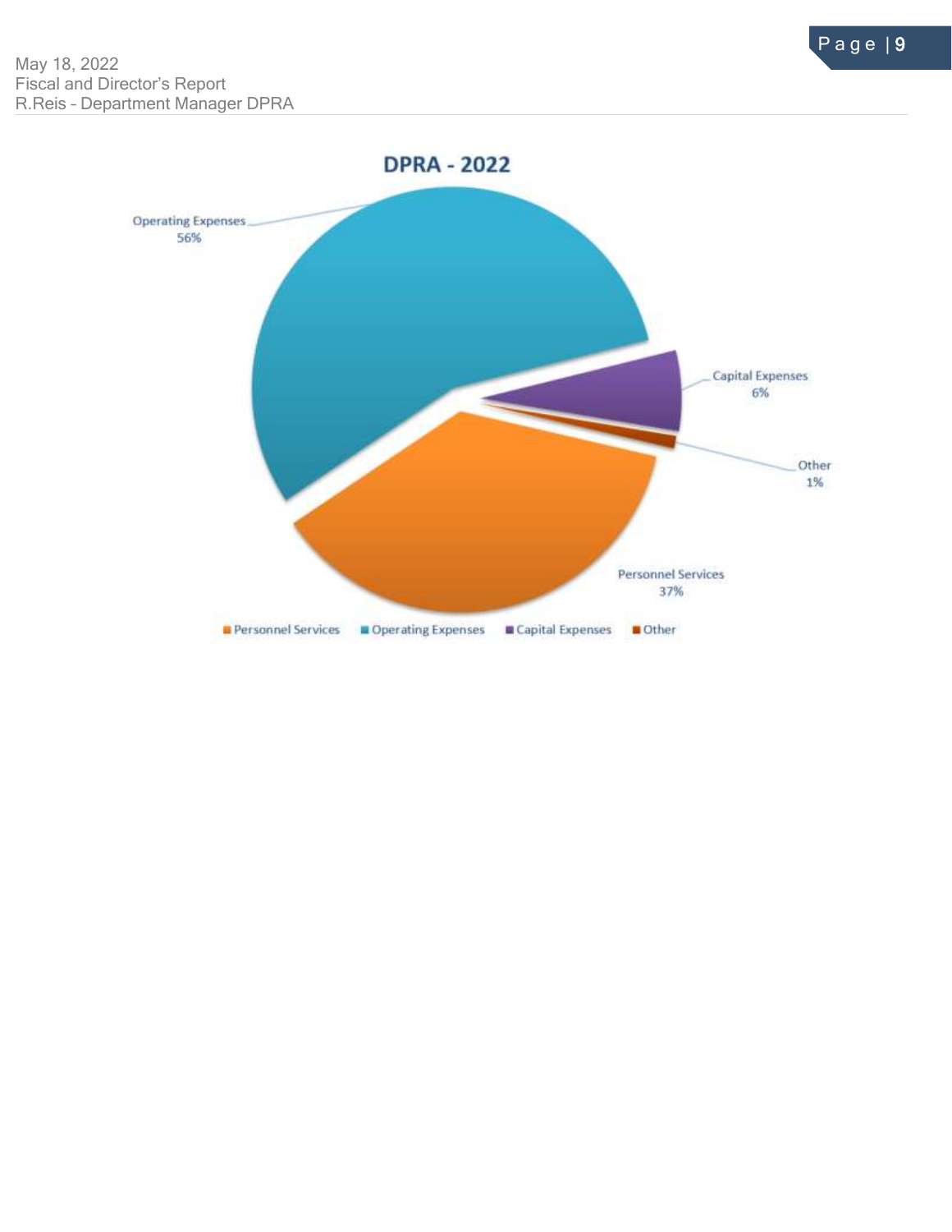DPRA - 2022

Operating Expenses
56%

Capital Expenses
6%

Other
1%

Personnel Services
37%

Personnel Services
Operating Expenses
Capital Expenses
Other